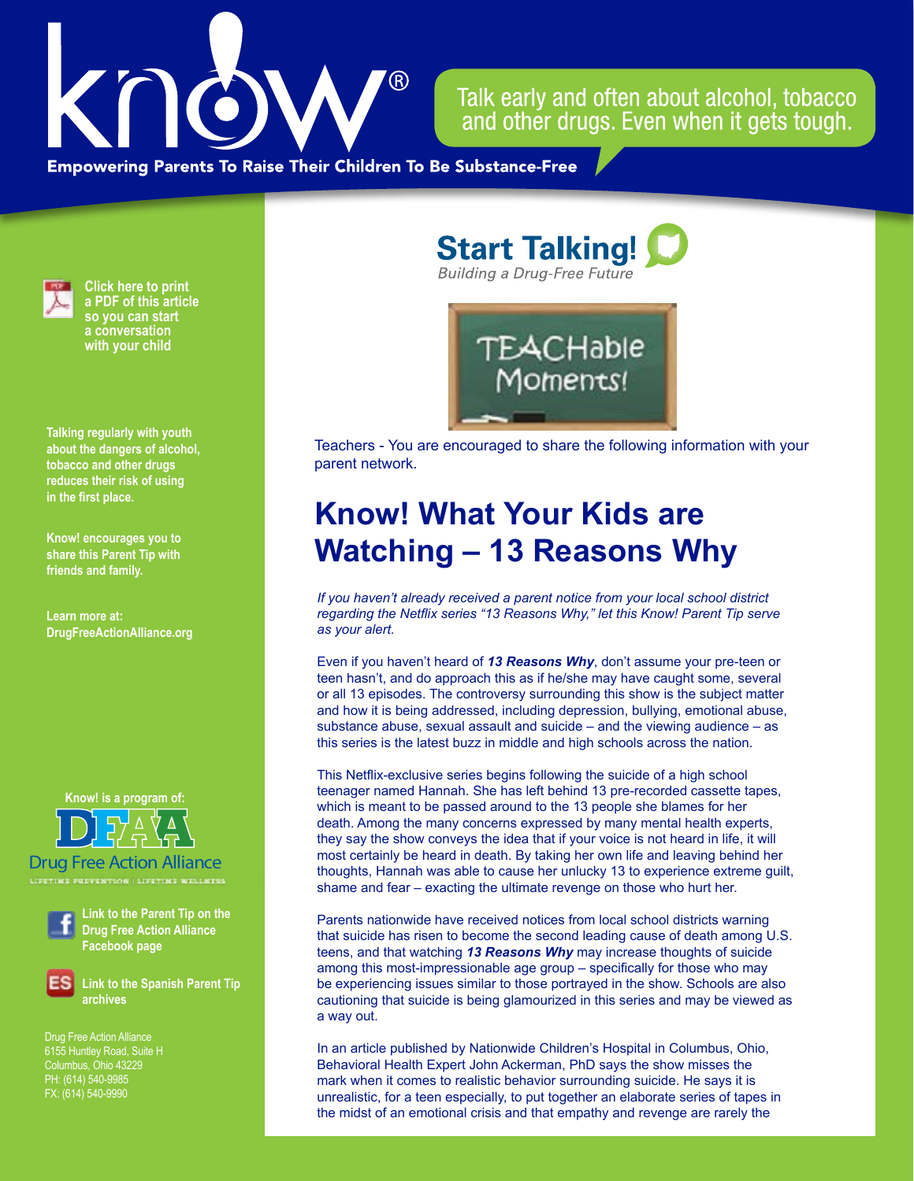Talk early and often about alcohol, tobacco and other drugs. Even when it gets tough.

Empowering Parents To Raise Their Children To Be Substance-Free

**Click here to print a PDF of this article so you can start a conversation with your child**

**Talking regularly with youth about the dangers of alcohol, tobacco and other drugs reduces their risk of using in the first place.**

**Know! encourages you to share this Parent Tip with friends and family.**

**Learn more at: DrugFreeActionAlliance.org**

**Know! is a program of:**

Drug Free Action Alliance

LIFETIME PREVENTION | LIFETIME WELLNESS

**Link to the Parent Tip on the Drug Free Action Alliance Facebook page**

**Link to the Spanish Parent Tip archives**

Drug Free Action Alliance
6155 Huntley Road, Suite H
Columbus, Ohio 43229
PH: (614) 540-9985
FX: (614) 540-9990

**Start Talking!**
*Building a Drug-Free Future*

TEACHable Moments!

Teachers - You are encouraged to share the following information with your parent network.

# Know! What Your Kids are Watching – 13 Reasons Why

*If you haven't already received a parent notice from your local school district regarding the Netflix series "13 Reasons Why," let this Know! Parent Tip serve as your alert.*

Even if you haven't heard of ***13 Reasons Why***, don't assume your pre-teen or teen hasn't, and do approach this as if he/she may have caught some, several or all 13 episodes. The controversy surrounding this show is the subject matter and how it is being addressed, including depression, bullying, emotional abuse, substance abuse, sexual assault and suicide – and the viewing audience – as this series is the latest buzz in middle and high schools across the nation.

This Netflix-exclusive series begins following the suicide of a high school teenager named Hannah. She has left behind 13 pre-recorded cassette tapes, which is meant to be passed around to the 13 people she blames for her death. Among the many concerns expressed by many mental health experts, they say the show conveys the idea that if your voice is not heard in life, it will most certainly be heard in death. By taking her own life and leaving behind her thoughts, Hannah was able to cause her unlucky 13 to experience extreme guilt, shame and fear – exacting the ultimate revenge on those who hurt her.

Parents nationwide have received notices from local school districts warning that suicide has risen to become the second leading cause of death among U.S. teens, and that watching ***13 Reasons Why*** may increase thoughts of suicide among this most-impressionable age group – specifically for those who may be experiencing issues similar to those portrayed in the show. Schools are also cautioning that suicide is being glamourized in this series and may be viewed as a way out.

In an article published by Nationwide Children's Hospital in Columbus, Ohio, Behavioral Health Expert John Ackerman, PhD says the show misses the mark when it comes to realistic behavior surrounding suicide. He says it is unrealistic, for a teen especially, to put together an elaborate series of tapes in the midst of an emotional crisis and that empathy and revenge are rarely the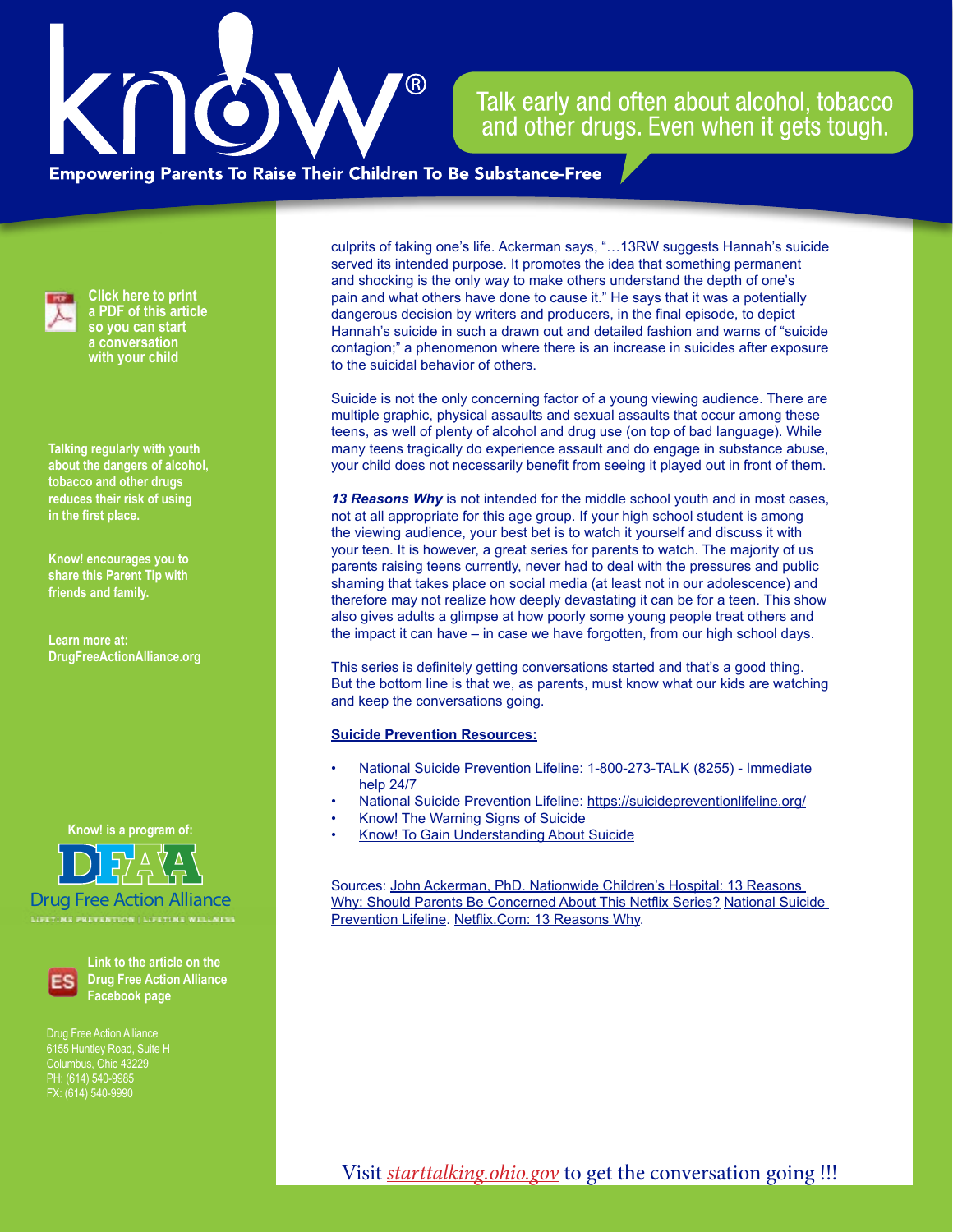# know!®

Talk early and often about alcohol, tobacco and other drugs. Even when it gets tough.

**Empowering Parents To Raise Their Children To Be Substance-Free**

culprits of taking one's life. Ackerman says, "…13RW suggests Hannah's suicide served its intended purpose. It promotes the idea that something permanent and shocking is the only way to make others understand the depth of one's pain and what others have done to cause it." He says that it was a potentially dangerous decision by writers and producers, in the final episode, to depict Hannah's suicide in such a drawn out and detailed fashion and warns of "suicide contagion;" a phenomenon where there is an increase in suicides after exposure to the suicidal behavior of others.

Suicide is not the only concerning factor of a young viewing audience. There are multiple graphic, physical assaults and sexual assaults that occur among these teens, as well of plenty of alcohol and drug use (on top of bad language). While many teens tragically do experience assault and do engage in substance abuse, your child does not necessarily benefit from seeing it played out in front of them.

***13 Reasons Why*** is not intended for the middle school youth and in most cases, not at all appropriate for this age group. If your high school student is among the viewing audience, your best bet is to watch it yourself and discuss it with your teen. It is however, a great series for parents to watch. The majority of us parents raising teens currently, never had to deal with the pressures and public shaming that takes place on social media (at least not in our adolescence) and therefore may not realize how deeply devastating it can be for a teen. This show also gives adults a glimpse at how poorly some young people treat others and the impact it can have – in case we have forgotten, from our high school days.

This series is definitely getting conversations started and that's a good thing. But the bottom line is that we, as parents, must know what our kids are watching and keep the conversations going.

**Suicide Prevention Resources:**

- National Suicide Prevention Lifeline: 1-800-273-TALK (8255) - Immediate help 24/7
- National Suicide Prevention Lifeline: https://suicidepreventionlifeline.org/
- Know! The Warning Signs of Suicide
- Know! To Gain Understanding About Suicide

Sources: John Ackerman, PhD. Nationwide Children's Hospital: 13 Reasons Why: Should Parents Be Concerned About This Netflix Series? National Suicide Prevention Lifeline. Netflix.Com: 13 Reasons Why.

**Click here to print a PDF of this article so you can start a conversation with your child**

**Talking regularly with youth about the dangers of alcohol, tobacco and other drugs reduces their risk of using in the first place.**

**Know! encourages you to share this Parent Tip with friends and family.**

**Learn more at: DrugFreeActionAlliance.org**

**Know! is a program of:**

Drug Free Action Alliance

LIFETIME PREVENTION | LIFETIME WELLNESS

**Link to the article on the Drug Free Action Alliance Facebook page**

Drug Free Action Alliance
6155 Huntley Road, Suite H
Columbus, Ohio 43229
PH: (614) 540-9985
FX: (614) 540-9990

Visit *starttalking.ohio.gov* to get the conversation going !!!